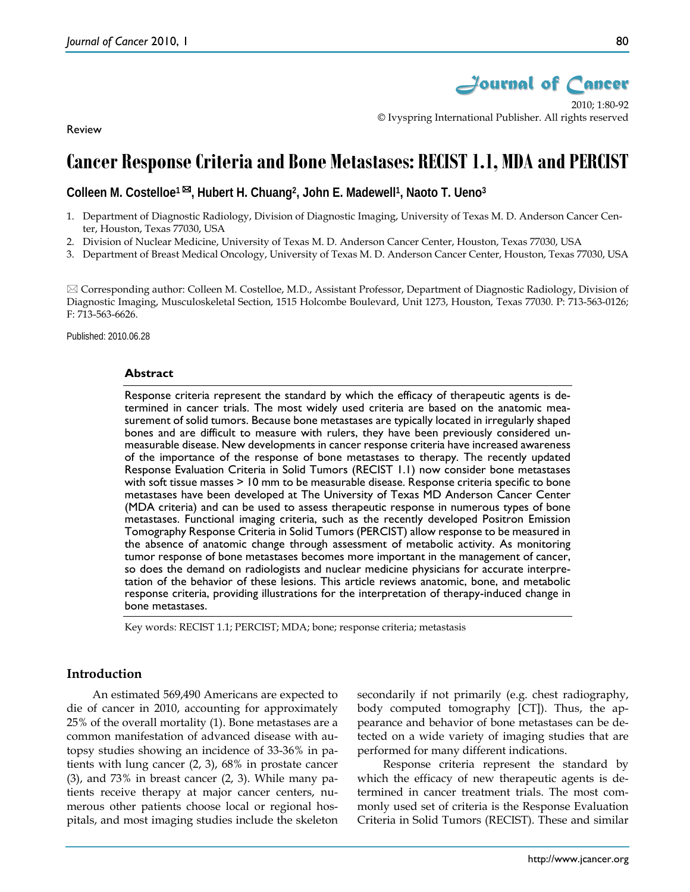Review

# Cancer Response Criteria and Bone Metastases: RECIST 1.1, MDA and PERCIST

**Colleen M. Costelloe[1] ✉, Hubert H. Chuang[2], John E. Madewell[1], Naoto T. Ueno[3]**

1. Department of Diagnostic Radiology, Division of Diagnostic Imaging, University of Texas M. D. Anderson Cancer Center, Houston, Texas 77030, USA
2. Division of Nuclear Medicine, University of Texas M. D. Anderson Cancer Center, Houston, Texas 77030, USA
3. Department of Breast Medical Oncology, University of Texas M. D. Anderson Cancer Center, Houston, Texas 77030, USA

✉ Corresponding author: Colleen M. Costelloe, M.D., Assistant Professor, Department of Diagnostic Radiology, Division of Diagnostic Imaging, Musculoskeletal Section, 1515 Holcombe Boulevard, Unit 1273, Houston, Texas 77030. P: 713-563-0126; F: 713-563-6626.

Published: 2010.06.28

## Abstract

Response criteria represent the standard by which the efficacy of therapeutic agents is determined in cancer trials. The most widely used criteria are based on the anatomic measurement of solid tumors. Because bone metastases are typically located in irregularly shaped bones and are difficult to measure with rulers, they have been previously considered unmeasurable disease. New developments in cancer response criteria have increased awareness of the importance of the response of bone metastases to therapy. The recently updated Response Evaluation Criteria in Solid Tumors (RECIST 1.1) now consider bone metastases with soft tissue masses > 10 mm to be measurable disease. Response criteria specific to bone metastases have been developed at The University of Texas MD Anderson Cancer Center (MDA criteria) and can be used to assess therapeutic response in numerous types of bone metastases. Functional imaging criteria, such as the recently developed Positron Emission Tomography Response Criteria in Solid Tumors (PERCIST) allow response to be measured in the absence of anatomic change through assessment of metabolic activity. As monitoring tumor response of bone metastases becomes more important in the management of cancer, so does the demand on radiologists and nuclear medicine physicians for accurate interpretation of the behavior of these lesions. This article reviews anatomic, bone, and metabolic response criteria, providing illustrations for the interpretation of therapy-induced change in bone metastases.

Key words: RECIST 1.1; PERCIST; MDA; bone; response criteria; metastasis

## Introduction

An estimated 569,490 Americans are expected to die of cancer in 2010, accounting for approximately 25% of the overall mortality (1). Bone metastases are a common manifestation of advanced disease with autopsy studies showing an incidence of 33-36% in patients with lung cancer (2, 3), 68% in prostate cancer (3), and 73% in breast cancer (2, 3). While many patients receive therapy at major cancer centers, numerous other patients choose local or regional hospitals, and most imaging studies include the skeleton secondarily if not primarily (e.g. chest radiography, body computed tomography [CT]). Thus, the appearance and behavior of bone metastases can be detected on a wide variety of imaging studies that are performed for many different indications.

Response criteria represent the standard by which the efficacy of new therapeutic agents is determined in cancer treatment trials. The most commonly used set of criteria is the Response Evaluation Criteria in Solid Tumors (RECIST). These and similar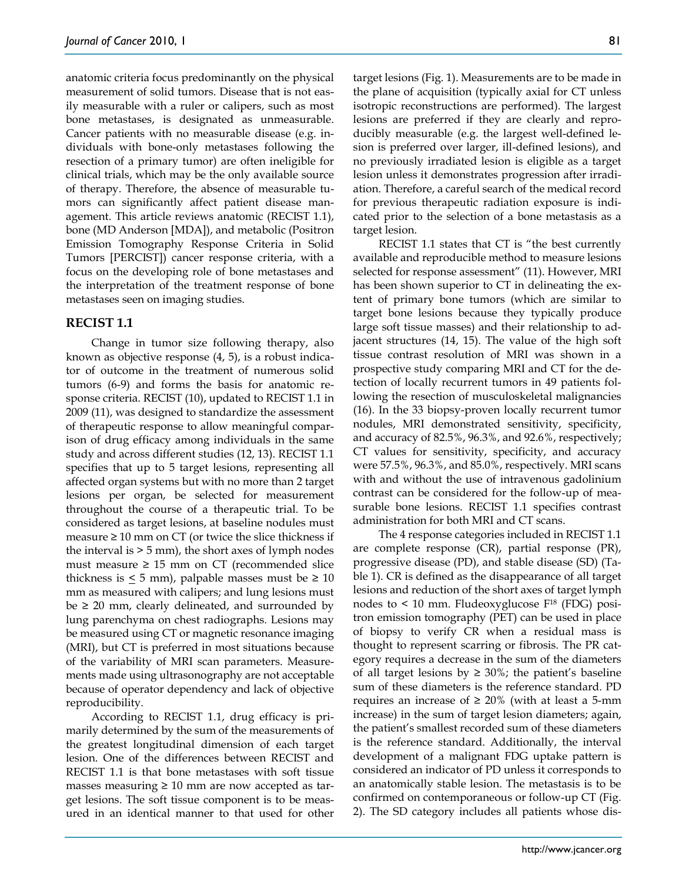anatomic criteria focus predominantly on the physical measurement of solid tumors. Disease that is not easily measurable with a ruler or calipers, such as most bone metastases, is designated as unmeasurable. Cancer patients with no measurable disease (e.g. individuals with bone-only metastases following the resection of a primary tumor) are often ineligible for clinical trials, which may be the only available source of therapy. Therefore, the absence of measurable tumors can significantly affect patient disease management. This article reviews anatomic (RECIST 1.1), bone (MD Anderson [MDA]), and metabolic (Positron Emission Tomography Response Criteria in Solid Tumors [PERCIST]) cancer response criteria, with a focus on the developing role of bone metastases and the interpretation of the treatment response of bone metastases seen on imaging studies.

## RECIST 1.1

Change in tumor size following therapy, also known as objective response (4, 5), is a robust indicator of outcome in the treatment of numerous solid tumors (6-9) and forms the basis for anatomic response criteria. RECIST (10), updated to RECIST 1.1 in 2009 (11), was designed to standardize the assessment of therapeutic response to allow meaningful comparison of drug efficacy among individuals in the same study and across different studies (12, 13). RECIST 1.1 specifies that up to 5 target lesions, representing all affected organ systems but with no more than 2 target lesions per organ, be selected for measurement throughout the course of a therapeutic trial. To be considered as target lesions, at baseline nodules must measure ≥ 10 mm on CT (or twice the slice thickness if the interval is > 5 mm), the short axes of lymph nodes must measure ≥ 15 mm on CT (recommended slice thickness is ≤ 5 mm), palpable masses must be ≥ 10 mm as measured with calipers; and lung lesions must be ≥ 20 mm, clearly delineated, and surrounded by lung parenchyma on chest radiographs. Lesions may be measured using CT or magnetic resonance imaging (MRI), but CT is preferred in most situations because of the variability of MRI scan parameters. Measurements made using ultrasonography are not acceptable because of operator dependency and lack of objective reproducibility.

According to RECIST 1.1, drug efficacy is primarily determined by the sum of the measurements of the greatest longitudinal dimension of each target lesion. One of the differences between RECIST and RECIST 1.1 is that bone metastases with soft tissue masses measuring ≥ 10 mm are now accepted as target lesions. The soft tissue component is to be measured in an identical manner to that used for other target lesions (Fig. 1). Measurements are to be made in the plane of acquisition (typically axial for CT unless isotropic reconstructions are performed). The largest lesions are preferred if they are clearly and reproducibly measurable (e.g. the largest well-defined lesion is preferred over larger, ill-defined lesions), and no previously irradiated lesion is eligible as a target lesion unless it demonstrates progression after irradiation. Therefore, a careful search of the medical record for previous therapeutic radiation exposure is indicated prior to the selection of a bone metastasis as a target lesion.

RECIST 1.1 states that CT is "the best currently available and reproducible method to measure lesions selected for response assessment" (11). However, MRI has been shown superior to CT in delineating the extent of primary bone tumors (which are similar to target bone lesions because they typically produce large soft tissue masses) and their relationship to adjacent structures (14, 15). The value of the high soft tissue contrast resolution of MRI was shown in a prospective study comparing MRI and CT for the detection of locally recurrent tumors in 49 patients following the resection of musculoskeletal malignancies (16). In the 33 biopsy-proven locally recurrent tumor nodules, MRI demonstrated sensitivity, specificity, and accuracy of 82.5%, 96.3%, and 92.6%, respectively; CT values for sensitivity, specificity, and accuracy were 57.5%, 96.3%, and 85.0%, respectively. MRI scans with and without the use of intravenous gadolinium contrast can be considered for the follow-up of measurable bone lesions. RECIST 1.1 specifies contrast administration for both MRI and CT scans.

The 4 response categories included in RECIST 1.1 are complete response (CR), partial response (PR), progressive disease (PD), and stable disease (SD) (Table 1). CR is defined as the disappearance of all target lesions and reduction of the short axes of target lymph nodes to < 10 mm. Fludeoxyglucose $F^{18}$ (FDG) positron emission tomography (PET) can be used in place of biopsy to verify CR when a residual mass is thought to represent scarring or fibrosis. The PR category requires a decrease in the sum of the diameters of all target lesions by ≥ 30%; the patient's baseline sum of these diameters is the reference standard. PD requires an increase of ≥ 20% (with at least a 5-mm increase) in the sum of target lesion diameters; again, the patient's smallest recorded sum of these diameters is the reference standard. Additionally, the interval development of a malignant FDG uptake pattern is considered an indicator of PD unless it corresponds to an anatomically stable lesion. The metastasis is to be confirmed on contemporaneous or follow-up CT (Fig. 2). The SD category includes all patients whose dis-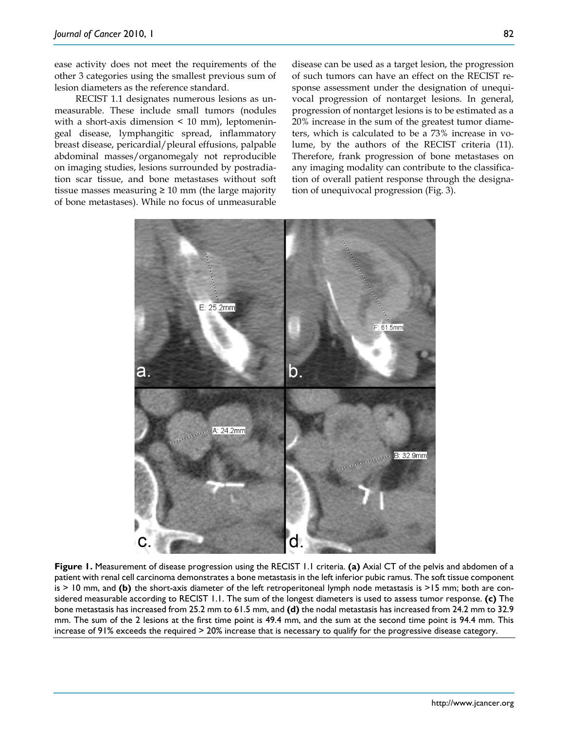ease activity does not meet the requirements of the other 3 categories using the smallest previous sum of lesion diameters as the reference standard.

RECIST 1.1 designates numerous lesions as unmeasurable. These include small tumors (nodules with a short-axis dimension < 10 mm), leptomeningeal disease, lymphangitic spread, inflammatory breast disease, pericardial/pleural effusions, palpable abdominal masses/organomegaly not reproducible on imaging studies, lesions surrounded by postradiation scar tissue, and bone metastases without soft tissue masses measuring ≥ 10 mm (the large majority of bone metastases). While no focus of unmeasurable disease can be used as a target lesion, the progression of such tumors can have an effect on the RECIST response assessment under the designation of unequivocal progression of nontarget lesions. In general, progression of nontarget lesions is to be estimated as a 20% increase in the sum of the greatest tumor diameters, which is calculated to be a 73% increase in volume, by the authors of the RECIST criteria (11). Therefore, frank progression of bone metastases on any imaging modality can contribute to the classification of overall patient response through the designation of unequivocal progression (Fig. 3).

**Figure 1.** Measurement of disease progression using the RECIST 1.1 criteria. **(a)** Axial CT of the pelvis and abdomen of a patient with renal cell carcinoma demonstrates a bone metastasis in the left inferior pubic ramus. The soft tissue component is > 10 mm, and **(b)** the short-axis diameter of the left retroperitoneal lymph node metastasis is >15 mm; both are considered measurable according to RECIST 1.1. The sum of the longest diameters is used to assess tumor response. **(c)** The bone metastasis has increased from 25.2 mm to 61.5 mm, and **(d)** the nodal metastasis has increased from 24.2 mm to 32.9 mm. The sum of the 2 lesions at the first time point is 49.4 mm, and the sum at the second time point is 94.4 mm. This increase of 91% exceeds the required > 20% increase that is necessary to qualify for the progressive disease category.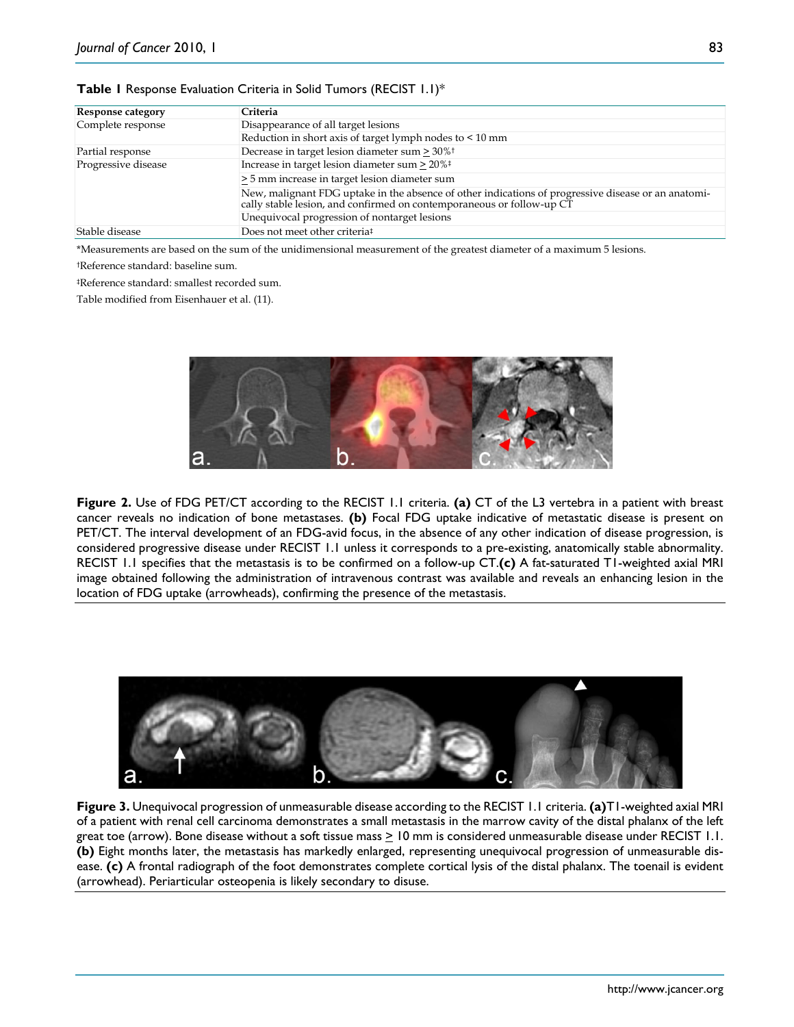**Table 1** Response Evaluation Criteria in Solid Tumors (RECIST 1.1)*

| Response category | Criteria |
|---|---|
| Complete response | Disappearance of all target lesions |
| | Reduction in short axis of target lymph nodes to < 10 mm |
| Partial response | Decrease in target lesion diameter sum ≥ 30%† |
| Progressive disease | Increase in target lesion diameter sum ≥ 20%‡ |
| | ≥ 5 mm increase in target lesion diameter sum |
| | New, malignant FDG uptake in the absence of other indications of progressive disease or an anatomically stable lesion, and confirmed on contemporaneous or follow-up CT |
| | Unequivocal progression of nontarget lesions |
| Stable disease | Does not meet other criteria‡ |

*Measurements are based on the sum of the unidimensional measurement of the greatest diameter of a maximum 5 lesions.

†Reference standard: baseline sum.

‡Reference standard: smallest recorded sum.

Table modified from Eisenhauer et al. (11).

**Figure 2.** Use of FDG PET/CT according to the RECIST 1.1 criteria. **(a)** CT of the L3 vertebra in a patient with breast cancer reveals no indication of bone metastases. **(b)** Focal FDG uptake indicative of metastatic disease is present on PET/CT. The interval development of an FDG-avid focus, in the absence of any other indication of disease progression, is considered progressive disease under RECIST 1.1 unless it corresponds to a pre-existing, anatomically stable abnormality. RECIST 1.1 specifies that the metastasis is to be confirmed on a follow-up CT.**(c)** A fat-saturated T1-weighted axial MRI image obtained following the administration of intravenous contrast was available and reveals an enhancing lesion in the location of FDG uptake (arrowheads), confirming the presence of the metastasis.

**Figure 3.** Unequivocal progression of unmeasurable disease according to the RECIST 1.1 criteria. **(a)**T1-weighted axial MRI of a patient with renal cell carcinoma demonstrates a small metastasis in the marrow cavity of the distal phalanx of the left great toe (arrow). Bone disease without a soft tissue mass ≥ 10 mm is considered unmeasurable disease under RECIST 1.1. **(b)** Eight months later, the metastasis has markedly enlarged, representing unequivocal progression of unmeasurable disease. **(c)** A frontal radiograph of the foot demonstrates complete cortical lysis of the distal phalanx. The toenail is evident (arrowhead). Periarticular osteopenia is likely secondary to disuse.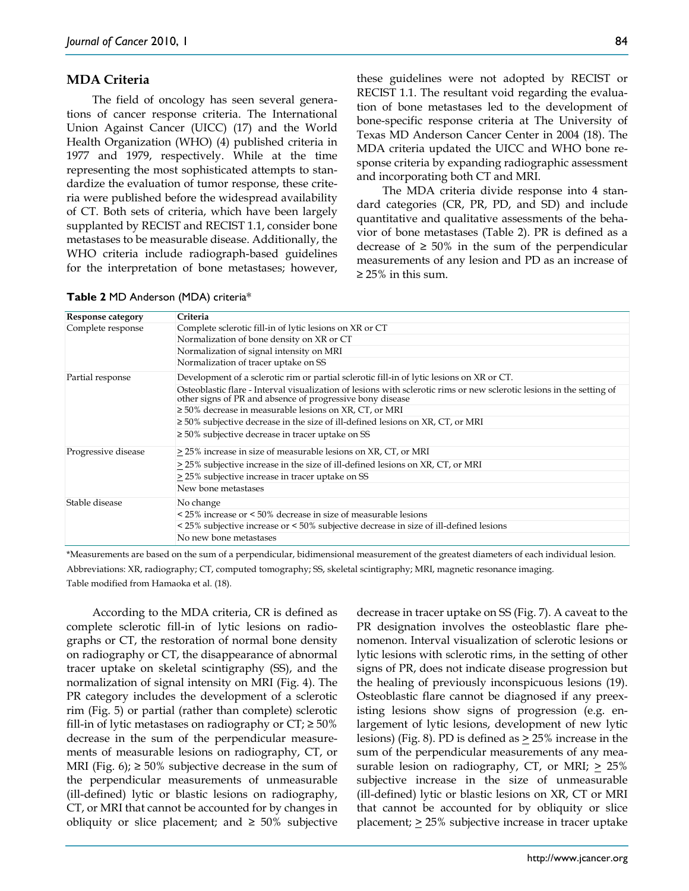## MDA Criteria

The field of oncology has seen several generations of cancer response criteria. The International Union Against Cancer (UICC) (17) and the World Health Organization (WHO) (4) published criteria in 1977 and 1979, respectively. While at the time representing the most sophisticated attempts to standardize the evaluation of tumor response, these criteria were published before the widespread availability of CT. Both sets of criteria, which have been largely supplanted by RECIST and RECIST 1.1, consider bone metastases to be measurable disease. Additionally, the WHO criteria include radiograph-based guidelines for the interpretation of bone metastases; however, these guidelines were not adopted by RECIST or RECIST 1.1. The resultant void regarding the evaluation of bone metastases led to the development of bone-specific response criteria at The University of Texas MD Anderson Cancer Center in 2004 (18). The MDA criteria updated the UICC and WHO bone response criteria by expanding radiographic assessment and incorporating both CT and MRI.

The MDA criteria divide response into 4 standard categories (CR, PR, PD, and SD) and include quantitative and qualitative assessments of the behavior of bone metastases (Table 2). PR is defined as a decrease of ≥ 50% in the sum of the perpendicular measurements of any lesion and PD as an increase of ≥ 25% in this sum.

**Table 2** MD Anderson (MDA) criteria*

| Response category | Criteria |
|---|---|
| Complete response | Complete sclerotic fill-in of lytic lesions on XR or CT |
| | Normalization of bone density on XR or CT |
| | Normalization of signal intensity on MRI |
| | Normalization of tracer uptake on SS |
| Partial response | Development of a sclerotic rim or partial sclerotic fill-in of lytic lesions on XR or CT. |
| | Osteoblastic flare - Interval visualization of lesions with sclerotic rims or new sclerotic lesions in the setting of other signs of PR and absence of progressive bony disease |
| | ≥ 50% decrease in measurable lesions on XR, CT, or MRI |
| | ≥ 50% subjective decrease in the size of ill-defined lesions on XR, CT, or MRI |
| | ≥ 50% subjective decrease in tracer uptake on SS |
| Progressive disease | ≥ 25% increase in size of measurable lesions on XR, CT, or MRI |
| | ≥ 25% subjective increase in the size of ill-defined lesions on XR, CT, or MRI |
| | ≥ 25% subjective increase in tracer uptake on SS |
| | New bone metastases |
| Stable disease | No change |
| | < 25% increase or < 50% decrease in size of measurable lesions |
| | < 25% subjective increase or < 50% subjective decrease in size of ill-defined lesions |
| | No new bone metastases |

*Measurements are based on the sum of a perpendicular, bidimensional measurement of the greatest diameters of each individual lesion.

Abbreviations: XR, radiography; CT, computed tomography; SS, skeletal scintigraphy; MRI, magnetic resonance imaging.

Table modified from Hamaoka et al. (18).

According to the MDA criteria, CR is defined as complete sclerotic fill-in of lytic lesions on radiographs or CT, the restoration of normal bone density on radiography or CT, the disappearance of abnormal tracer uptake on skeletal scintigraphy (SS), and the normalization of signal intensity on MRI (Fig. 4). The PR category includes the development of a sclerotic rim (Fig. 5) or partial (rather than complete) sclerotic fill-in of lytic metastases on radiography or CT; ≥ 50% decrease in the sum of the perpendicular measurements of measurable lesions on radiography, CT, or MRI (Fig. 6); ≥ 50% subjective decrease in the sum of the perpendicular measurements of unmeasurable (ill-defined) lytic or blastic lesions on radiography, CT, or MRI that cannot be accounted for by changes in obliquity or slice placement; and ≥ 50% subjective decrease in tracer uptake on SS (Fig. 7). A caveat to the PR designation involves the osteoblastic flare phenomenon. Interval visualization of sclerotic lesions or lytic lesions with sclerotic rims, in the setting of other signs of PR, does not indicate disease progression but the healing of previously inconspicuous lesions (19). Osteoblastic flare cannot be diagnosed if any preexisting lesions show signs of progression (e.g. enlargement of lytic lesions, development of new lytic lesions) (Fig. 8). PD is defined as ≥ 25% increase in the sum of the perpendicular measurements of any measurable lesion on radiography, CT, or MRI; ≥ 25% subjective increase in the size of unmeasurable (ill-defined) lytic or blastic lesions on XR, CT or MRI that cannot be accounted for by obliquity or slice placement; ≥ 25% subjective increase in tracer uptake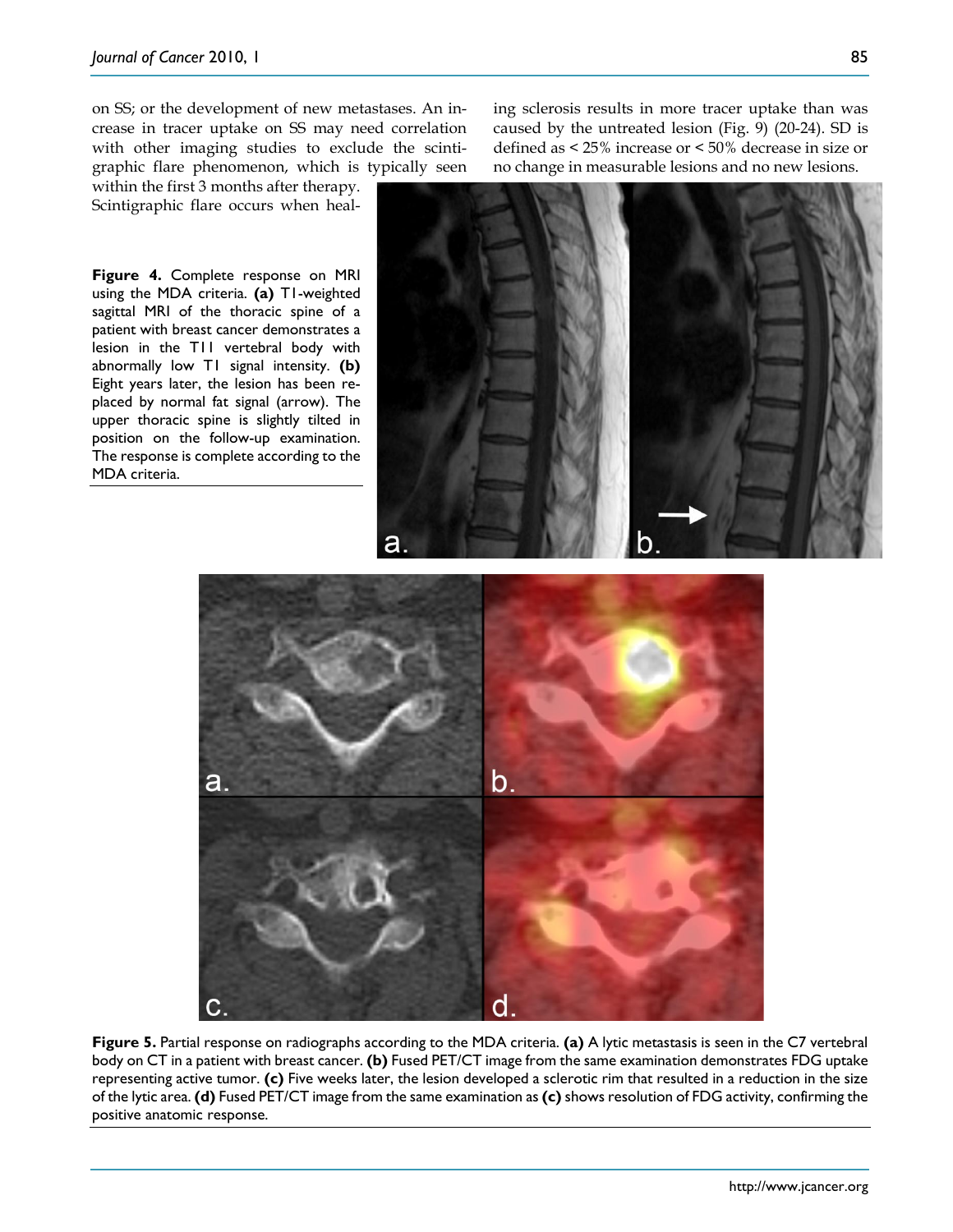on SS; or the development of new metastases. An increase in tracer uptake on SS may need correlation with other imaging studies to exclude the scintigraphic flare phenomenon, which is typically seen within the first 3 months after therapy. Scintigraphic flare occurs when healing sclerosis results in more tracer uptake than was caused by the untreated lesion (Fig. 9) (20-24). SD is defined as < 25% increase or < 50% decrease in size or no change in measurable lesions and no new lesions.

**Figure 4.** Complete response on MRI using the MDA criteria. **(a)** T1-weighted sagittal MRI of the thoracic spine of a patient with breast cancer demonstrates a lesion in the T11 vertebral body with abnormally low T1 signal intensity. **(b)** Eight years later, the lesion has been replaced by normal fat signal (arrow). The upper thoracic spine is slightly tilted in position on the follow-up examination. The response is complete according to the MDA criteria.

**Figure 5.** Partial response on radiographs according to the MDA criteria. **(a)** A lytic metastasis is seen in the C7 vertebral body on CT in a patient with breast cancer. **(b)** Fused PET/CT image from the same examination demonstrates FDG uptake representing active tumor. **(c)** Five weeks later, the lesion developed a sclerotic rim that resulted in a reduction in the size of the lytic area. **(d)** Fused PET/CT image from the same examination as **(c)** shows resolution of FDG activity, confirming the positive anatomic response.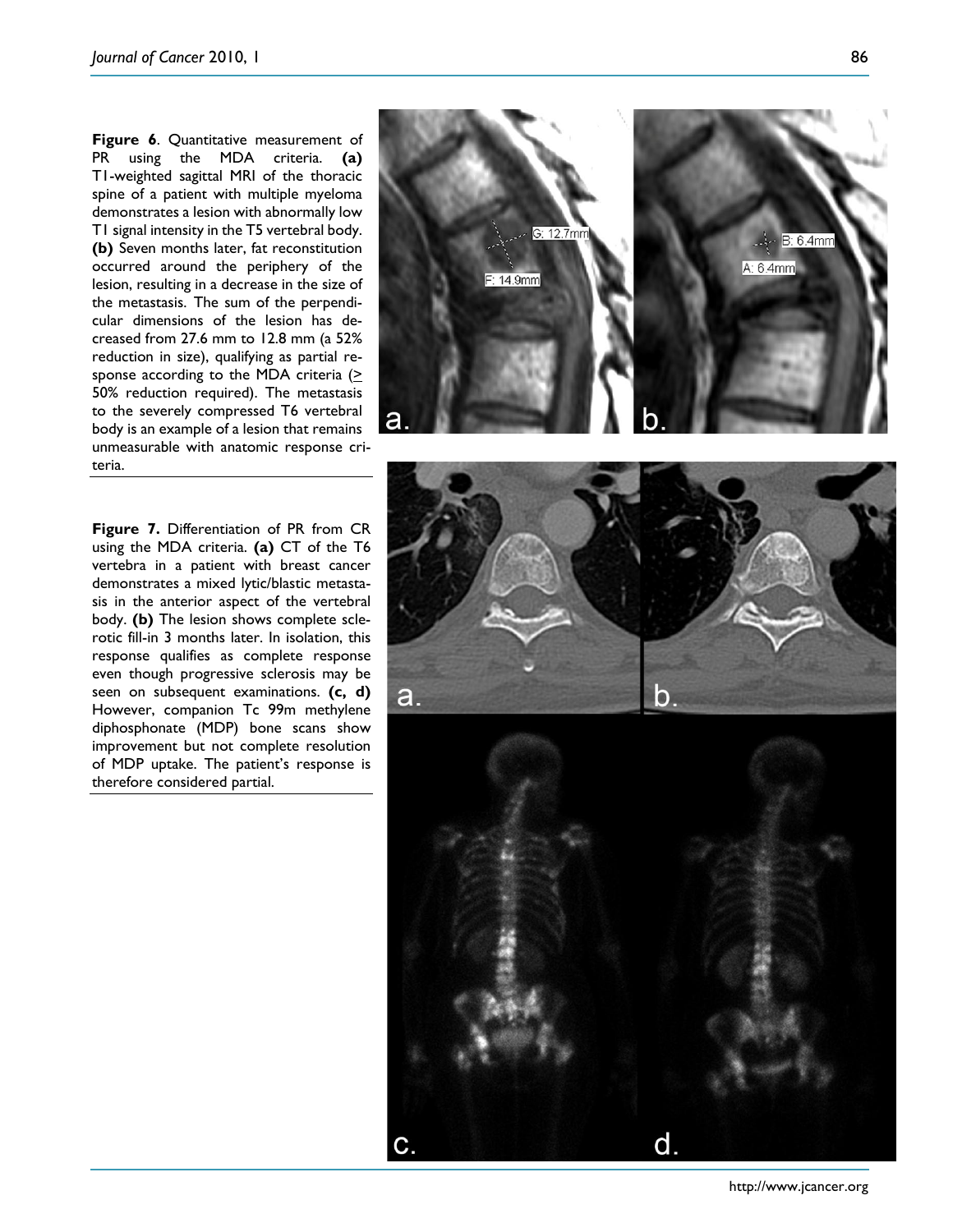**Figure 6**. Quantitative measurement of PR using the MDA criteria. **(a)** T1-weighted sagittal MRI of the thoracic spine of a patient with multiple myeloma demonstrates a lesion with abnormally low T1 signal intensity in the T5 vertebral body. **(b)** Seven months later, fat reconstitution occurred around the periphery of the lesion, resulting in a decrease in the size of the metastasis. The sum of the perpendicular dimensions of the lesion has decreased from 27.6 mm to 12.8 mm (a 52% reduction in size), qualifying as partial response according to the MDA criteria (≥ 50% reduction required). The metastasis to the severely compressed T6 vertebral body is an example of a lesion that remains unmeasurable with anatomic response criteria.

**Figure 7.** Differentiation of PR from CR using the MDA criteria. **(a)** CT of the T6 vertebra in a patient with breast cancer demonstrates a mixed lytic/blastic metastasis in the anterior aspect of the vertebral body. **(b)** The lesion shows complete sclerotic fill-in 3 months later. In isolation, this response qualifies as complete response even though progressive sclerosis may be seen on subsequent examinations. **(c, d)** However, companion Tc 99m methylene diphosphonate (MDP) bone scans show improvement but not complete resolution of MDP uptake. The patient's response is therefore considered partial.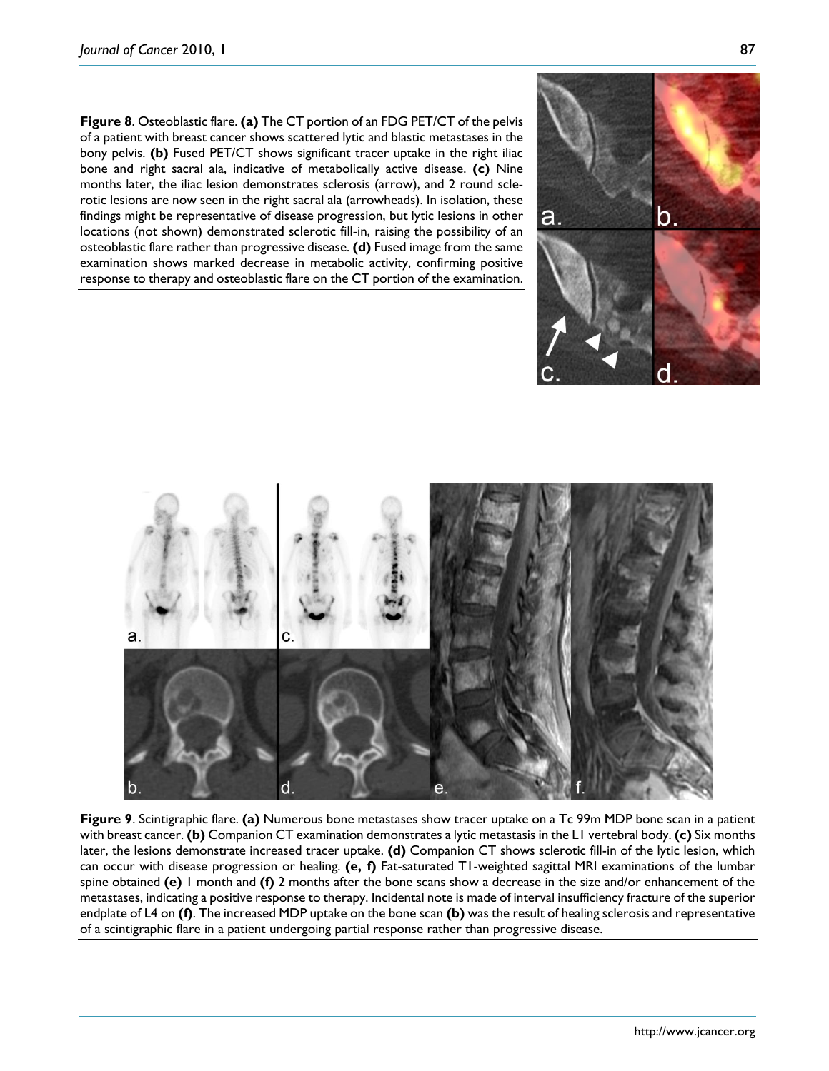**Figure 8**. Osteoblastic flare. **(a)** The CT portion of an FDG PET/CT of the pelvis of a patient with breast cancer shows scattered lytic and blastic metastases in the bony pelvis. **(b)** Fused PET/CT shows significant tracer uptake in the right iliac bone and right sacral ala, indicative of metabolically active disease. **(c)** Nine months later, the iliac lesion demonstrates sclerosis (arrow), and 2 round sclerotic lesions are now seen in the right sacral ala (arrowheads). In isolation, these findings might be representative of disease progression, but lytic lesions in other locations (not shown) demonstrated sclerotic fill-in, raising the possibility of an osteoblastic flare rather than progressive disease. **(d)** Fused image from the same examination shows marked decrease in metabolic activity, confirming positive response to therapy and osteoblastic flare on the CT portion of the examination.

**Figure 9**. Scintigraphic flare. **(a)** Numerous bone metastases show tracer uptake on a Tc 99m MDP bone scan in a patient with breast cancer. **(b)** Companion CT examination demonstrates a lytic metastasis in the L1 vertebral body. **(c)** Six months later, the lesions demonstrate increased tracer uptake. **(d)** Companion CT shows sclerotic fill-in of the lytic lesion, which can occur with disease progression or healing. **(e, f)** Fat-saturated T1-weighted sagittal MRI examinations of the lumbar spine obtained **(e)** 1 month and **(f)** 2 months after the bone scans show a decrease in the size and/or enhancement of the metastases, indicating a positive response to therapy. Incidental note is made of interval insufficiency fracture of the superior endplate of L4 on **(f)**. The increased MDP uptake on the bone scan **(b)** was the result of healing sclerosis and representative of a scintigraphic flare in a patient undergoing partial response rather than progressive disease.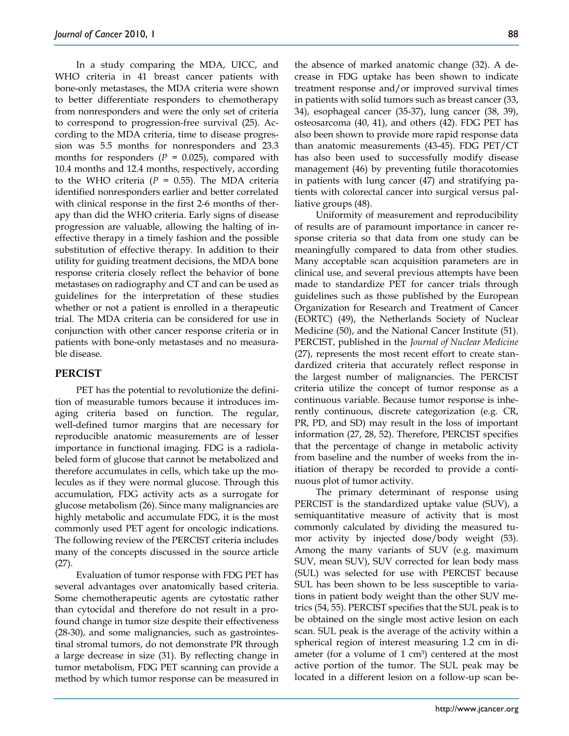In a study comparing the MDA, UICC, and WHO criteria in 41 breast cancer patients with bone-only metastases, the MDA criteria were shown to better differentiate responders to chemotherapy from nonresponders and were the only set of criteria to correspond to progression-free survival (25). According to the MDA criteria, time to disease progression was 5.5 months for nonresponders and 23.3 months for responders ($P$ = 0.025), compared with 10.4 months and 12.4 months, respectively, according to the WHO criteria ($P$ = 0.55). The MDA criteria identified nonresponders earlier and better correlated with clinical response in the first 2-6 months of therapy than did the WHO criteria. Early signs of disease progression are valuable, allowing the halting of ineffective therapy in a timely fashion and the possible substitution of effective therapy. In addition to their utility for guiding treatment decisions, the MDA bone response criteria closely reflect the behavior of bone metastases on radiography and CT and can be used as guidelines for the interpretation of these studies whether or not a patient is enrolled in a therapeutic trial. The MDA criteria can be considered for use in conjunction with other cancer response criteria or in patients with bone-only metastases and no measurable disease.

## PERCIST

PET has the potential to revolutionize the definition of measurable tumors because it introduces imaging criteria based on function. The regular, well-defined tumor margins that are necessary for reproducible anatomic measurements are of lesser importance in functional imaging. FDG is a radiolabeled form of glucose that cannot be metabolized and therefore accumulates in cells, which take up the molecules as if they were normal glucose. Through this accumulation, FDG activity acts as a surrogate for glucose metabolism (26). Since many malignancies are highly metabolic and accumulate FDG, it is the most commonly used PET agent for oncologic indications. The following review of the PERCIST criteria includes many of the concepts discussed in the source article (27).

Evaluation of tumor response with FDG PET has several advantages over anatomically based criteria. Some chemotherapeutic agents are cytostatic rather than cytocidal and therefore do not result in a profound change in tumor size despite their effectiveness (28-30), and some malignancies, such as gastrointestinal stromal tumors, do not demonstrate PR through a large decrease in size (31). By reflecting change in tumor metabolism, FDG PET scanning can provide a method by which tumor response can be measured in the absence of marked anatomic change (32). A decrease in FDG uptake has been shown to indicate treatment response and/or improved survival times in patients with solid tumors such as breast cancer (33, 34), esophageal cancer (35-37), lung cancer (38, 39), osteosarcoma (40, 41), and others (42). FDG PET has also been shown to provide more rapid response data than anatomic measurements (43-45). FDG PET/CT has also been used to successfully modify disease management (46) by preventing futile thoracotomies in patients with lung cancer (47) and stratifying patients with colorectal cancer into surgical versus palliative groups (48).

Uniformity of measurement and reproducibility of results are of paramount importance in cancer response criteria so that data from one study can be meaningfully compared to data from other studies. Many acceptable scan acquisition parameters are in clinical use, and several previous attempts have been made to standardize PET for cancer trials through guidelines such as those published by the European Organization for Research and Treatment of Cancer (EORTC) (49), the Netherlands Society of Nuclear Medicine (50), and the National Cancer Institute (51). PERCIST, published in the *Journal of Nuclear Medicine* (27), represents the most recent effort to create standardized criteria that accurately reflect response in the largest number of malignancies. The PERCIST criteria utilize the concept of tumor response as a continuous variable. Because tumor response is inherently continuous, discrete categorization (e.g. CR, PR, PD, and SD) may result in the loss of important information (27, 28, 52). Therefore, PERCIST specifies that the percentage of change in metabolic activity from baseline and the number of weeks from the initiation of therapy be recorded to provide a continuous plot of tumor activity.

The primary determinant of response using PERCIST is the standardized uptake value (SUV), a semiquantitative measure of activity that is most commonly calculated by dividing the measured tumor activity by injected dose/body weight (53). Among the many variants of SUV (e.g. maximum SUV, mean SUV), SUV corrected for lean body mass (SUL) was selected for use with PERCIST because SUL has been shown to be less susceptible to variations in patient body weight than the other SUV metrics (54, 55). PERCIST specifies that the SUL peak is to be obtained on the single most active lesion on each scan. SUL peak is the average of the activity within a spherical region of interest measuring 1.2 cm in diameter (for a volume of 1 $cm^3$) centered at the most active portion of the tumor. The SUL peak may be located in a different lesion on a follow-up scan be-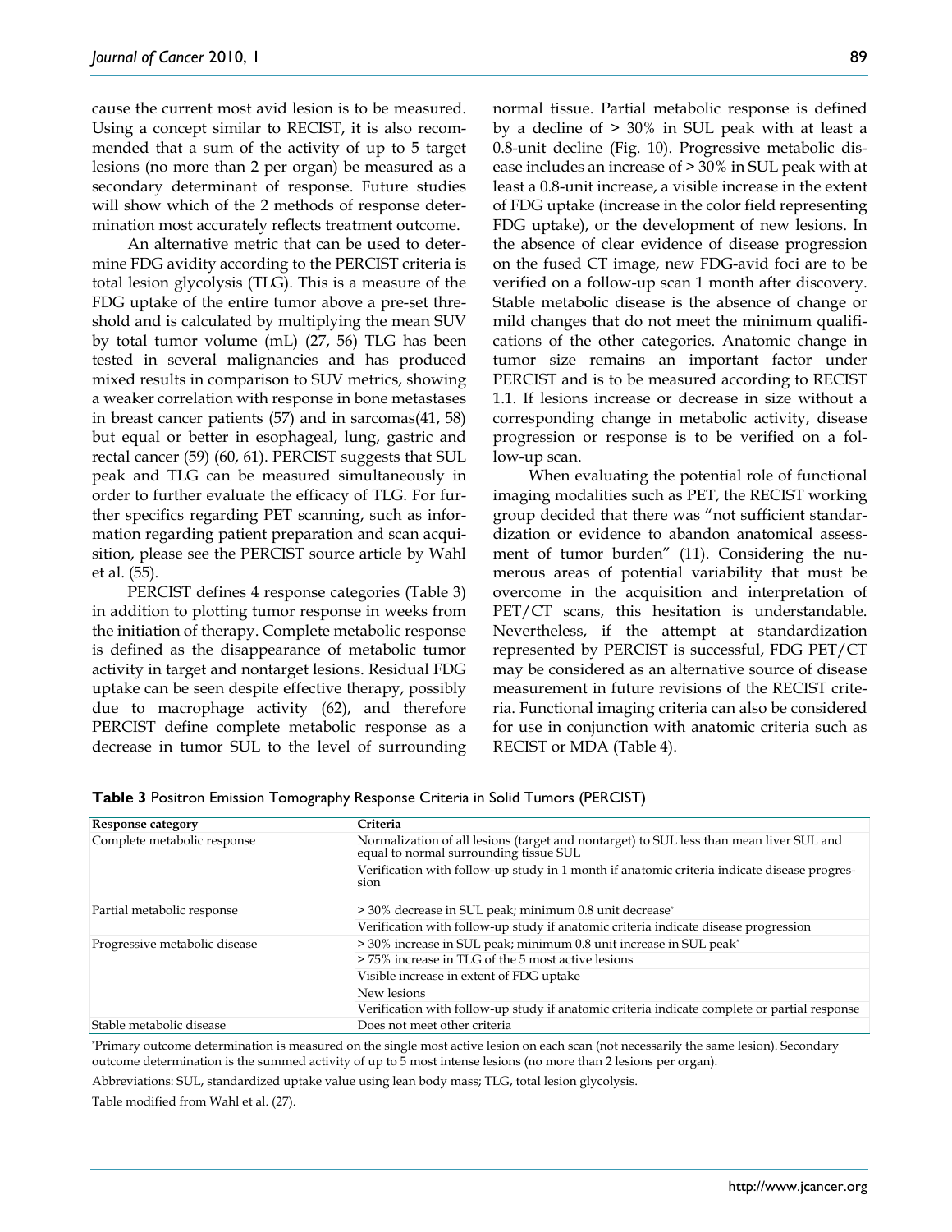cause the current most avid lesion is to be measured. Using a concept similar to RECIST, it is also recommended that a sum of the activity of up to 5 target lesions (no more than 2 per organ) be measured as a secondary determinant of response. Future studies will show which of the 2 methods of response determination most accurately reflects treatment outcome.

An alternative metric that can be used to determine FDG avidity according to the PERCIST criteria is total lesion glycolysis (TLG). This is a measure of the FDG uptake of the entire tumor above a pre-set threshold and is calculated by multiplying the mean SUV by total tumor volume (mL) (27, 56) TLG has been tested in several malignancies and has produced mixed results in comparison to SUV metrics, showing a weaker correlation with response in bone metastases in breast cancer patients (57) and in sarcomas(41, 58) but equal or better in esophageal, lung, gastric and rectal cancer (59) (60, 61). PERCIST suggests that SUL peak and TLG can be measured simultaneously in order to further evaluate the efficacy of TLG. For further specifics regarding PET scanning, such as information regarding patient preparation and scan acquisition, please see the PERCIST source article by Wahl et al. (55).

PERCIST defines 4 response categories (Table 3) in addition to plotting tumor response in weeks from the initiation of therapy. Complete metabolic response is defined as the disappearance of metabolic tumor activity in target and nontarget lesions. Residual FDG uptake can be seen despite effective therapy, possibly due to macrophage activity (62), and therefore PERCIST define complete metabolic response as a decrease in tumor SUL to the level of surrounding normal tissue. Partial metabolic response is defined by a decline of > 30% in SUL peak with at least a 0.8-unit decline (Fig. 10). Progressive metabolic disease includes an increase of > 30% in SUL peak with at least a 0.8-unit increase, a visible increase in the extent of FDG uptake (increase in the color field representing FDG uptake), or the development of new lesions. In the absence of clear evidence of disease progression on the fused CT image, new FDG-avid foci are to be verified on a follow-up scan 1 month after discovery. Stable metabolic disease is the absence of change or mild changes that do not meet the minimum qualifications of the other categories. Anatomic change in tumor size remains an important factor under PERCIST and is to be measured according to RECIST 1.1. If lesions increase or decrease in size without a corresponding change in metabolic activity, disease progression or response is to be verified on a follow-up scan.

When evaluating the potential role of functional imaging modalities such as PET, the RECIST working group decided that there was "not sufficient standardization or evidence to abandon anatomical assessment of tumor burden" (11). Considering the numerous areas of potential variability that must be overcome in the acquisition and interpretation of PET/CT scans, this hesitation is understandable. Nevertheless, if the attempt at standardization represented by PERCIST is successful, FDG PET/CT may be considered as an alternative source of disease measurement in future revisions of the RECIST criteria. Functional imaging criteria can also be considered for use in conjunction with anatomic criteria such as RECIST or MDA (Table 4).

**Table 3** Positron Emission Tomography Response Criteria in Solid Tumors (PERCIST)

| Response category | Criteria |
|---|---|
| Complete metabolic response | Normalization of all lesions (target and nontarget) to SUL less than mean liver SUL and equal to normal surrounding tissue SUL |
| | Verification with follow-up study in 1 month if anatomic criteria indicate disease progression |
| Partial metabolic response | > 30% decrease in SUL peak; minimum 0.8 unit decrease* |
| | Verification with follow-up study if anatomic criteria indicate disease progression |
| Progressive metabolic disease | > 30% increase in SUL peak; minimum 0.8 unit increase in SUL peak* |
| | > 75% increase in TLG of the 5 most active lesions |
| | Visible increase in extent of FDG uptake |
| | New lesions |
| | Verification with follow-up study if anatomic criteria indicate complete or partial response |
| Stable metabolic disease | Does not meet other criteria |

*Primary outcome determination is measured on the single most active lesion on each scan (not necessarily the same lesion). Secondary outcome determination is the summed activity of up to 5 most intense lesions (no more than 2 lesions per organ).

Abbreviations: SUL, standardized uptake value using lean body mass; TLG, total lesion glycolysis.

Table modified from Wahl et al. (27).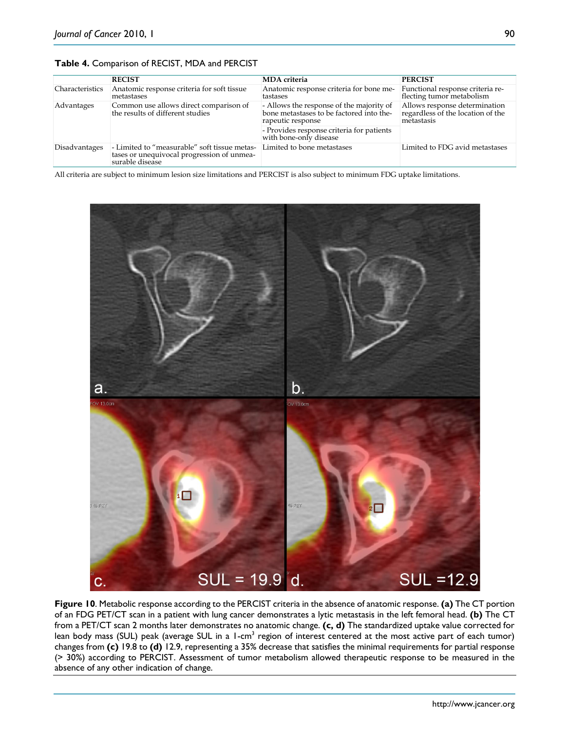**Table 4.** Comparison of RECIST, MDA and PERCIST

| | RECIST | MDA criteria | PERCIST |
|---|---|---|---|
| Characteristics | Anatomic response criteria for soft tissue metastases | Anatomic response criteria for bone metastases | Functional response criteria reflecting tumor metabolism |
| Advantages | Common use allows direct comparison of the results of different studies | - Allows the response of the majority of bone metastases to be factored into therapeutic response<br>- Provides response criteria for patients with bone-only disease | Allows response determination regardless of the location of the metastasis |
| Disadvantages | - Limited to "measurable" soft tissue metastases or unequivocal progression of unmeasurable disease | Limited to bone metastases | Limited to FDG avid metastases |

All criteria are subject to minimum lesion size limitations and PERCIST is also subject to minimum FDG uptake limitations.

**Figure 10**. Metabolic response according to the PERCIST criteria in the absence of anatomic response. **(a)** The CT portion of an FDG PET/CT scan in a patient with lung cancer demonstrates a lytic metastasis in the left femoral head. **(b)** The CT from a PET/CT scan 2 months later demonstrates no anatomic change. **(c, d)** The standardized uptake value corrected for lean body mass (SUL) peak (average SUL in a 1-cm$^3$ region of interest centered at the most active part of each tumor) changes from **(c)** 19.8 to **(d)** 12.9, representing a 35% decrease that satisfies the minimal requirements for partial response (> 30%) according to PERCIST. Assessment of tumor metabolism allowed therapeutic response to be measured in the absence of any other indication of change.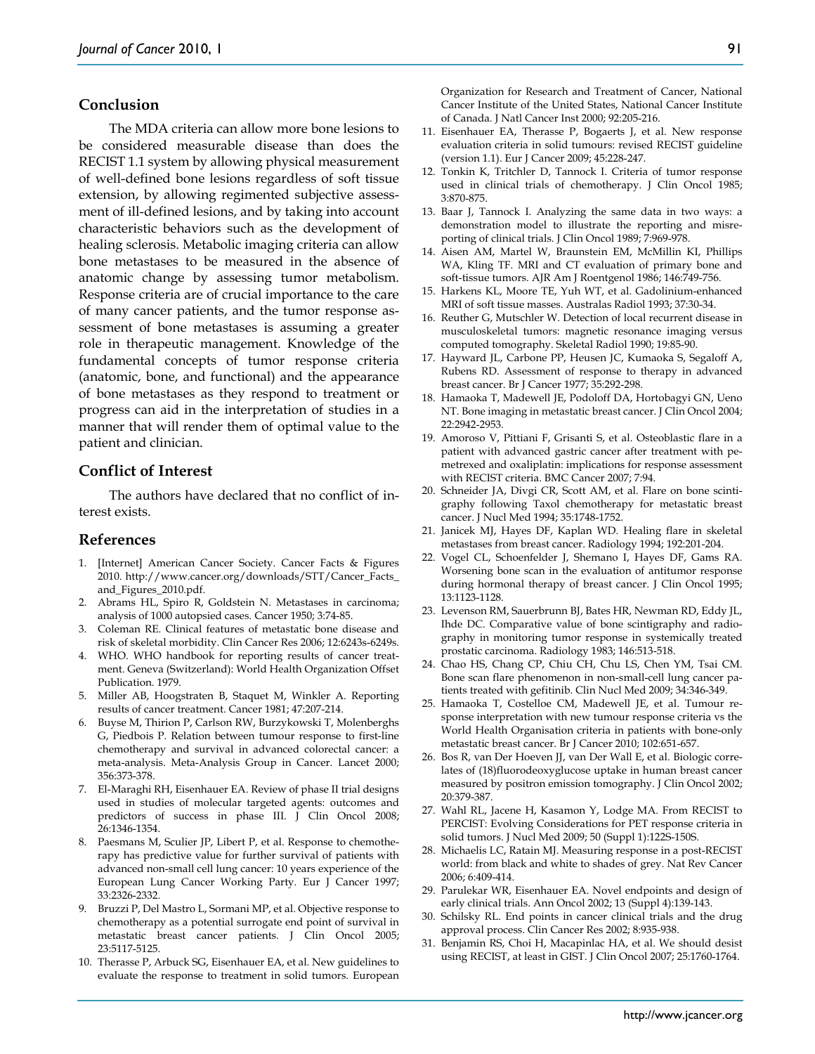## Conclusion

The MDA criteria can allow more bone lesions to be considered measurable disease than does the RECIST 1.1 system by allowing physical measurement of well-defined bone lesions regardless of soft tissue extension, by allowing regimented subjective assessment of ill-defined lesions, and by taking into account characteristic behaviors such as the development of healing sclerosis. Metabolic imaging criteria can allow bone metastases to be measured in the absence of anatomic change by assessing tumor metabolism. Response criteria are of crucial importance to the care of many cancer patients, and the tumor response assessment of bone metastases is assuming a greater role in therapeutic management. Knowledge of the fundamental concepts of tumor response criteria (anatomic, bone, and functional) and the appearance of bone metastases as they respond to treatment or progress can aid in the interpretation of studies in a manner that will render them of optimal value to the patient and clinician.

## Conflict of Interest

The authors have declared that no conflict of interest exists.

## References

1. [Internet] American Cancer Society. Cancer Facts & Figures 2010. http://www.cancer.org/downloads/STT/Cancer_Facts_and_Figures_2010.pdf.
2. Abrams HL, Spiro R, Goldstein N. Metastases in carcinoma; analysis of 1000 autopsied cases. Cancer 1950; 3:74-85.
3. Coleman RE. Clinical features of metastatic bone disease and risk of skeletal morbidity. Clin Cancer Res 2006; 12:6243s-6249s.
4. WHO. WHO handbook for reporting results of cancer treatment. Geneva (Switzerland): World Health Organization Offset Publication. 1979.
5. Miller AB, Hoogstraten B, Staquet M, Winkler A. Reporting results of cancer treatment. Cancer 1981; 47:207-214.
6. Buyse M, Thirion P, Carlson RW, Burzykowski T, Molenberghs G, Piedbois P. Relation between tumour response to first-line chemotherapy and survival in advanced colorectal cancer: a meta-analysis. Meta-Analysis Group in Cancer. Lancet 2000; 356:373-378.
7. El-Maraghi RH, Eisenhauer EA. Review of phase II trial designs used in studies of molecular targeted agents: outcomes and predictors of success in phase III. J Clin Oncol 2008; 26:1346-1354.
8. Paesmans M, Sculier JP, Libert P, et al. Response to chemotherapy has predictive value for further survival of patients with advanced non-small cell lung cancer: 10 years experience of the European Lung Cancer Working Party. Eur J Cancer 1997; 33:2326-2332.
9. Bruzzi P, Del Mastro L, Sormani MP, et al. Objective response to chemotherapy as a potential surrogate end point of survival in metastatic breast cancer patients. J Clin Oncol 2005; 23:5117-5125.
10. Therasse P, Arbuck SG, Eisenhauer EA, et al. New guidelines to evaluate the response to treatment in solid tumors. European Organization for Research and Treatment of Cancer, National Cancer Institute of the United States, National Cancer Institute of Canada. J Natl Cancer Inst 2000; 92:205-216.
11. Eisenhauer EA, Therasse P, Bogaerts J, et al. New response evaluation criteria in solid tumours: revised RECIST guideline (version 1.1). Eur J Cancer 2009; 45:228-247.
12. Tonkin K, Tritchler D, Tannock I. Criteria of tumor response used in clinical trials of chemotherapy. J Clin Oncol 1985; 3:870-875.
13. Baar J, Tannock I. Analyzing the same data in two ways: a demonstration model to illustrate the reporting and misreporting of clinical trials. J Clin Oncol 1989; 7:969-978.
14. Aisen AM, Martel W, Braunstein EM, McMillin KI, Phillips WA, Kling TF. MRI and CT evaluation of primary bone and soft-tissue tumors. AJR Am J Roentgenol 1986; 146:749-756.
15. Harkens KL, Moore TE, Yuh WT, et al. Gadolinium-enhanced MRI of soft tissue masses. Australas Radiol 1993; 37:30-34.
16. Reuther G, Mutschler W. Detection of local recurrent disease in musculoskeletal tumors: magnetic resonance imaging versus computed tomography. Skeletal Radiol 1990; 19:85-90.
17. Hayward JL, Carbone PP, Heusen JC, Kumaoka S, Segaloff A, Rubens RD. Assessment of response to therapy in advanced breast cancer. Br J Cancer 1977; 35:292-298.
18. Hamaoka T, Madewell JE, Podoloff DA, Hortobagyi GN, Ueno NT. Bone imaging in metastatic breast cancer. J Clin Oncol 2004; 22:2942-2953.
19. Amoroso V, Pittiani F, Grisanti S, et al. Osteoblastic flare in a patient with advanced gastric cancer after treatment with pemetrexed and oxaliplatin: implications for response assessment with RECIST criteria. BMC Cancer 2007; 7:94.
20. Schneider JA, Divgi CR, Scott AM, et al. Flare on bone scintigraphy following Taxol chemotherapy for metastatic breast cancer. J Nucl Med 1994; 35:1748-1752.
21. Janicek MJ, Hayes DF, Kaplan WD. Healing flare in skeletal metastases from breast cancer. Radiology 1994; 192:201-204.
22. Vogel CL, Schoenfelder J, Shemano I, Hayes DF, Gams RA. Worsening bone scan in the evaluation of antitumor response during hormonal therapy of breast cancer. J Clin Oncol 1995; 13:1123-1128.
23. Levenson RM, Sauerbrunn BJ, Bates HR, Newman RD, Eddy JL, Ihde DC. Comparative value of bone scintigraphy and radiography in monitoring tumor response in systemically treated prostatic carcinoma. Radiology 1983; 146:513-518.
24. Chao HS, Chang CP, Chiu CH, Chu LS, Chen YM, Tsai CM. Bone scan flare phenomenon in non-small-cell lung cancer patients treated with gefitinib. Clin Nucl Med 2009; 34:346-349.
25. Hamaoka T, Costelloe CM, Madewell JE, et al. Tumour response interpretation with new tumour response criteria vs the World Health Organisation criteria in patients with bone-only metastatic breast cancer. Br J Cancer 2010; 102:651-657.
26. Bos R, van Der Hoeven JJ, van Der Wall E, et al. Biologic correlates of (18)fluorodeoxyglucose uptake in human breast cancer measured by positron emission tomography. J Clin Oncol 2002; 20:379-387.
27. Wahl RL, Jacene H, Kasamon Y, Lodge MA. From RECIST to PERCIST: Evolving Considerations for PET response criteria in solid tumors. J Nucl Med 2009; 50 (Suppl 1):122S-150S.
28. Michaelis LC, Ratain MJ. Measuring response in a post-RECIST world: from black and white to shades of grey. Nat Rev Cancer 2006; 6:409-414.
29. Parulekar WR, Eisenhauer EA. Novel endpoints and design of early clinical trials. Ann Oncol 2002; 13 (Suppl 4):139-143.
30. Schilsky RL. End points in cancer clinical trials and the drug approval process. Clin Cancer Res 2002; 8:935-938.
31. Benjamin RS, Choi H, Macapinlac HA, et al. We should desist using RECIST, at least in GIST. J Clin Oncol 2007; 25:1760-1764.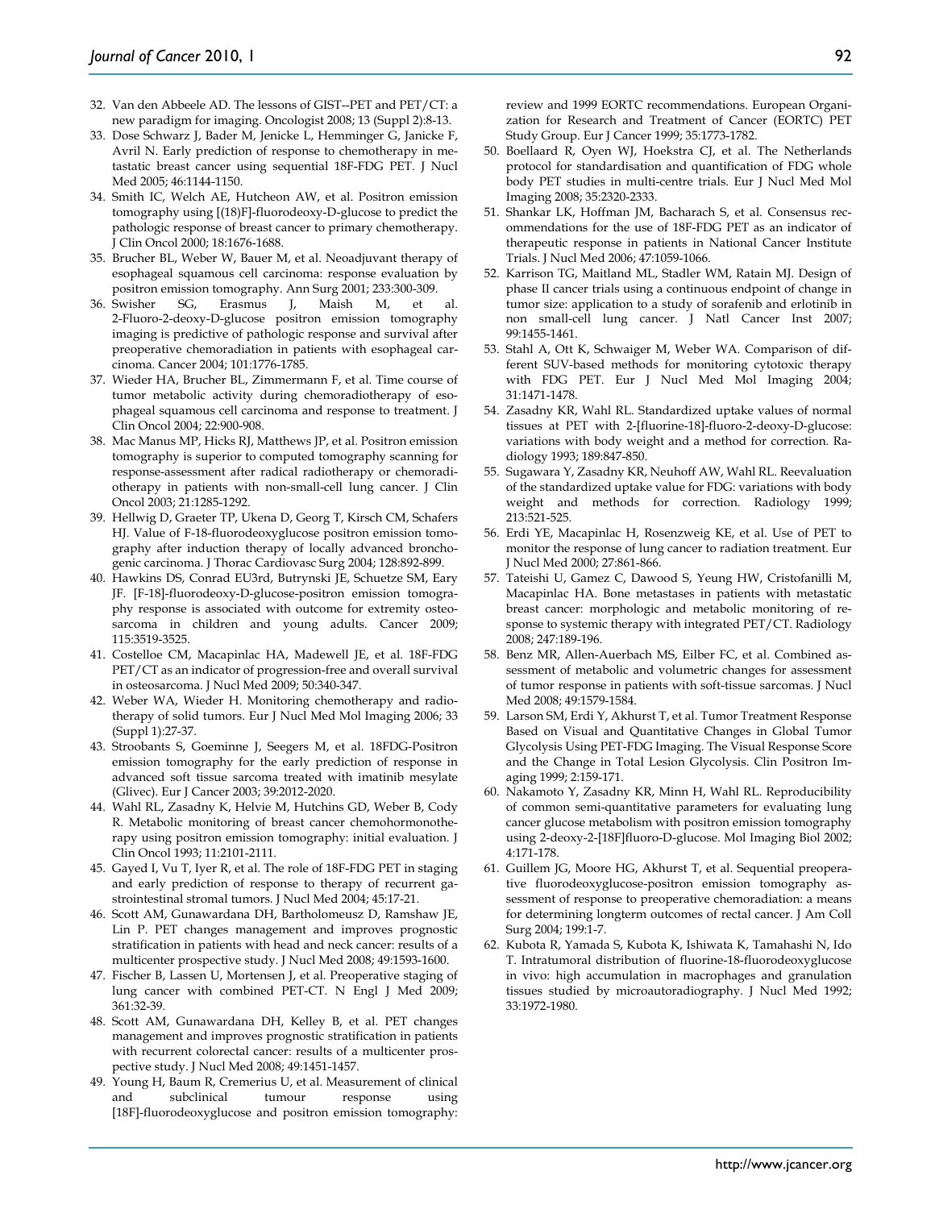32. Van den Abbeele AD. The lessons of GIST--PET and PET/CT: a new paradigm for imaging. Oncologist 2008; 13 (Suppl 2):8-13.
33. Dose Schwarz J, Bader M, Jenicke L, Hemminger G, Janicke F, Avril N. Early prediction of response to chemotherapy in metastatic breast cancer using sequential 18F-FDG PET. J Nucl Med 2005; 46:1144-1150.
34. Smith IC, Welch AE, Hutcheon AW, et al. Positron emission tomography using [(18)F]-fluorodeoxy-D-glucose to predict the pathologic response of breast cancer to primary chemotherapy. J Clin Oncol 2000; 18:1676-1688.
35. Brucher BL, Weber W, Bauer M, et al. Neoadjuvant therapy of esophageal squamous cell carcinoma: response evaluation by positron emission tomography. Ann Surg 2001; 233:300-309.
36. Swisher SG, Erasmus J, Maish M, et al. 2-Fluoro-2-deoxy-D-glucose positron emission tomography imaging is predictive of pathologic response and survival after preoperative chemoradiation in patients with esophageal carcinoma. Cancer 2004; 101:1776-1785.
37. Wieder HA, Brucher BL, Zimmermann F, et al. Time course of tumor metabolic activity during chemoradiotherapy of esophageal squamous cell carcinoma and response to treatment. J Clin Oncol 2004; 22:900-908.
38. Mac Manus MP, Hicks RJ, Matthews JP, et al. Positron emission tomography is superior to computed tomography scanning for response-assessment after radical radiotherapy or chemoradiotherapy in patients with non-small-cell lung cancer. J Clin Oncol 2003; 21:1285-1292.
39. Hellwig D, Graeter TP, Ukena D, Georg T, Kirsch CM, Schafers HJ. Value of F-18-fluorodeoxyglucose positron emission tomography after induction therapy of locally advanced bronchogenic carcinoma. J Thorac Cardiovasc Surg 2004; 128:892-899.
40. Hawkins DS, Conrad EU3rd, Butrynski JE, Schuetze SM, Eary JF. [F-18]-fluorodeoxy-D-glucose-positron emission tomography response is associated with outcome for extremity osteosarcoma in children and young adults. Cancer 2009; 115:3519-3525.
41. Costelloe CM, Macapinlac HA, Madewell JE, et al. 18F-FDG PET/CT as an indicator of progression-free and overall survival in osteosarcoma. J Nucl Med 2009; 50:340-347.
42. Weber WA, Wieder H. Monitoring chemotherapy and radiotherapy of solid tumors. Eur J Nucl Med Mol Imaging 2006; 33 (Suppl 1):27-37.
43. Stroobants S, Goeminne J, Seegers M, et al. 18FDG-Positron emission tomography for the early prediction of response in advanced soft tissue sarcoma treated with imatinib mesylate (Glivec). Eur J Cancer 2003; 39:2012-2020.
44. Wahl RL, Zasadny K, Helvie M, Hutchins GD, Weber B, Cody R. Metabolic monitoring of breast cancer chemohormonotherapy using positron emission tomography: initial evaluation. J Clin Oncol 1993; 11:2101-2111.
45. Gayed I, Vu T, Iyer R, et al. The role of 18F-FDG PET in staging and early prediction of response to therapy of recurrent gastrointestinal stromal tumors. J Nucl Med 2004; 45:17-21.
46. Scott AM, Gunawardana DH, Bartholomeusz D, Ramshaw JE, Lin P. PET changes management and improves prognostic stratification in patients with head and neck cancer: results of a multicenter prospective study. J Nucl Med 2008; 49:1593-1600.
47. Fischer B, Lassen U, Mortensen J, et al. Preoperative staging of lung cancer with combined PET-CT. N Engl J Med 2009; 361:32-39.
48. Scott AM, Gunawardana DH, Kelley B, et al. PET changes management and improves prognostic stratification in patients with recurrent colorectal cancer: results of a multicenter prospective study. J Nucl Med 2008; 49:1451-1457.
49. Young H, Baum R, Cremerius U, et al. Measurement of clinical and subclinical tumour response using [18F]-fluorodeoxyglucose and positron emission tomography: review and 1999 EORTC recommendations. European Organization for Research and Treatment of Cancer (EORTC) PET Study Group. Eur J Cancer 1999; 35:1773-1782.
50. Boellaard R, Oyen WJ, Hoekstra CJ, et al. The Netherlands protocol for standardisation and quantification of FDG whole body PET studies in multi-centre trials. Eur J Nucl Med Mol Imaging 2008; 35:2320-2333.
51. Shankar LK, Hoffman JM, Bacharach S, et al. Consensus recommendations for the use of 18F-FDG PET as an indicator of therapeutic response in patients in National Cancer Institute Trials. J Nucl Med 2006; 47:1059-1066.
52. Karrison TG, Maitland ML, Stadler WM, Ratain MJ. Design of phase II cancer trials using a continuous endpoint of change in tumor size: application to a study of sorafenib and erlotinib in non small-cell lung cancer. J Natl Cancer Inst 2007; 99:1455-1461.
53. Stahl A, Ott K, Schwaiger M, Weber WA. Comparison of different SUV-based methods for monitoring cytotoxic therapy with FDG PET. Eur J Nucl Med Mol Imaging 2004; 31:1471-1478.
54. Zasadny KR, Wahl RL. Standardized uptake values of normal tissues at PET with 2-[fluorine-18]-fluoro-2-deoxy-D-glucose: variations with body weight and a method for correction. Radiology 1993; 189:847-850.
55. Sugawara Y, Zasadny KR, Neuhoff AW, Wahl RL. Reevaluation of the standardized uptake value for FDG: variations with body weight and methods for correction. Radiology 1999; 213:521-525.
56. Erdi YE, Macapinlac H, Rosenzweig KE, et al. Use of PET to monitor the response of lung cancer to radiation treatment. Eur J Nucl Med 2000; 27:861-866.
57. Tateishi U, Gamez C, Dawood S, Yeung HW, Cristofanilli M, Macapinlac HA. Bone metastases in patients with metastatic breast cancer: morphologic and metabolic monitoring of response to systemic therapy with integrated PET/CT. Radiology 2008; 247:189-196.
58. Benz MR, Allen-Auerbach MS, Eilber FC, et al. Combined assessment of metabolic and volumetric changes for assessment of tumor response in patients with soft-tissue sarcomas. J Nucl Med 2008; 49:1579-1584.
59. Larson SM, Erdi Y, Akhurst T, et al. Tumor Treatment Response Based on Visual and Quantitative Changes in Global Tumor Glycolysis Using PET-FDG Imaging. The Visual Response Score and the Change in Total Lesion Glycolysis. Clin Positron Imaging 1999; 2:159-171.
60. Nakamoto Y, Zasadny KR, Minn H, Wahl RL. Reproducibility of common semi-quantitative parameters for evaluating lung cancer glucose metabolism with positron emission tomography using 2-deoxy-2-[18F]fluoro-D-glucose. Mol Imaging Biol 2002; 4:171-178.
61. Guillem JG, Moore HG, Akhurst T, et al. Sequential preoperative fluorodeoxyglucose-positron emission tomography assessment of response to preoperative chemoradiation: a means for determining longterm outcomes of rectal cancer. J Am Coll Surg 2004; 199:1-7.
62. Kubota R, Yamada S, Kubota K, Ishiwata K, Tamahashi N, Ido T. Intratumoral distribution of fluorine-18-fluorodeoxyglucose in vivo: high accumulation in macrophages and granulation tissues studied by microautoradiography. J Nucl Med 1992; 33:1972-1980.